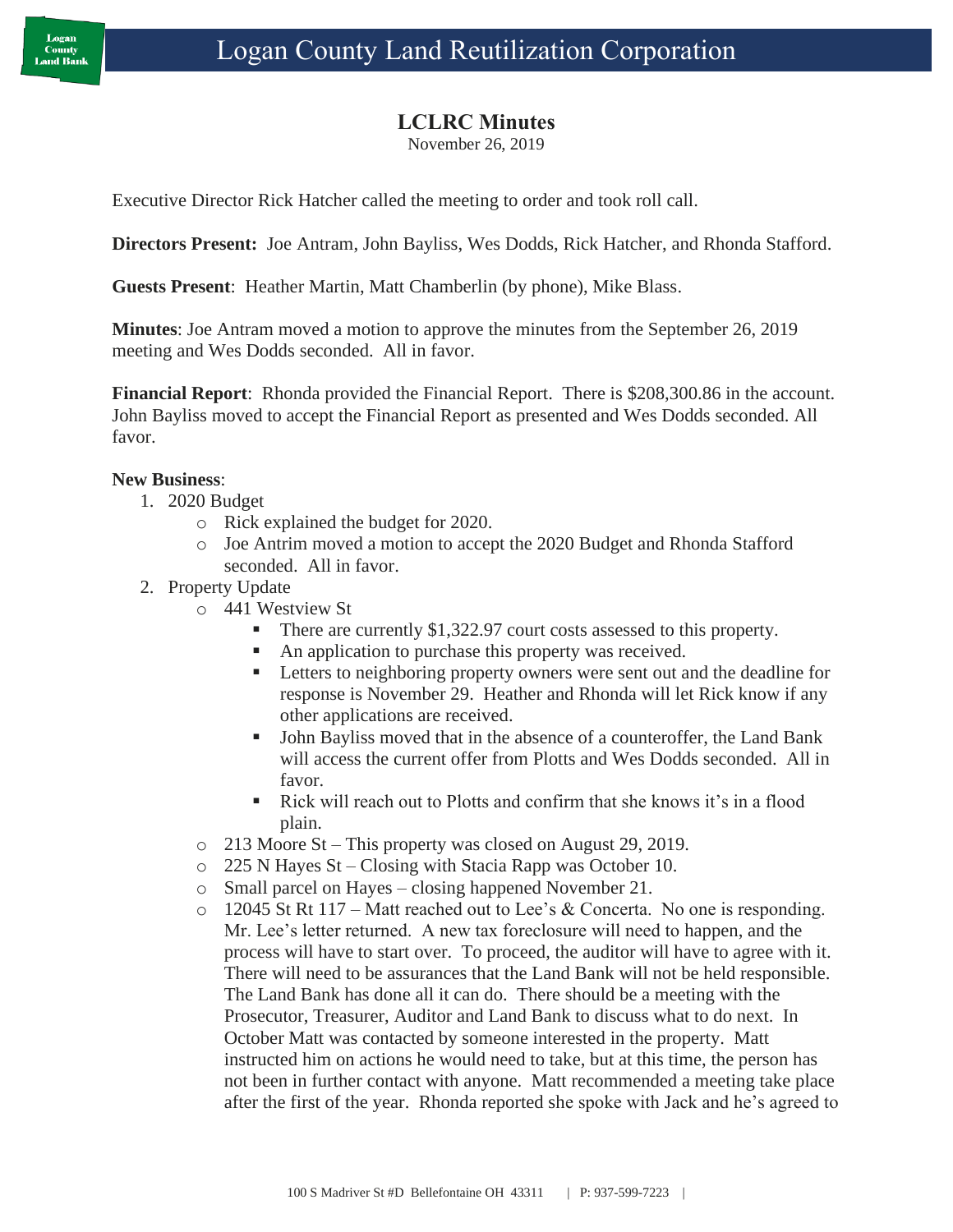# Logan County Land Reutilization Corporation

## LCLRC Minutes

November 26, 2019

Executive Director Rick Hatcher called the meeting to order and took roll call.

**Directors Present:** Joe Antram, John Bayliss, Wes Dodds, Rick Hatcher, and Rhonda Stafford.

**Guests Present**: Heather Martin, Matt Chamberlin (by phone), Mike Blass.

**Minutes**: Joe Antram moved a motion to approve the minutes from the September 26, 2019 meeting and Wes Dodds seconded. All in favor.

**Financial Report**: Rhonda provided the Financial Report. There is $208,300.86 in the account. John Bayliss moved to accept the Financial Report as presented and Wes Dodds seconded. All favor.

**New Business**:

1. 2020 Budget
   - Rick explained the budget for 2020.
   - Joe Antrim moved a motion to accept the 2020 Budget and Rhonda Stafford seconded. All in favor.
2. Property Update
   - 441 Westview St
     - There are currently $1,322.97 court costs assessed to this property.
     - An application to purchase this property was received.
     - Letters to neighboring property owners were sent out and the deadline for response is November 29. Heather and Rhonda will let Rick know if any other applications are received.
     - John Bayliss moved that in the absence of a counteroffer, the Land Bank will access the current offer from Plotts and Wes Dodds seconded. All in favor.
     - Rick will reach out to Plotts and confirm that she knows it's in a flood plain.
   - 213 Moore St – This property was closed on August 29, 2019.
   - 225 N Hayes St – Closing with Stacia Rapp was October 10.
   - Small parcel on Hayes – closing happened November 21.
   - 12045 St Rt 117 – Matt reached out to Lee's & Concerta. No one is responding. Mr. Lee's letter returned. A new tax foreclosure will need to happen, and the process will have to start over. To proceed, the auditor will have to agree with it. There will need to be assurances that the Land Bank will not be held responsible. The Land Bank has done all it can do. There should be a meeting with the Prosecutor, Treasurer, Auditor and Land Bank to discuss what to do next. In October Matt was contacted by someone interested in the property. Matt instructed him on actions he would need to take, but at this time, the person has not been in further contact with anyone. Matt recommended a meeting take place after the first of the year. Rhonda reported she spoke with Jack and he's agreed to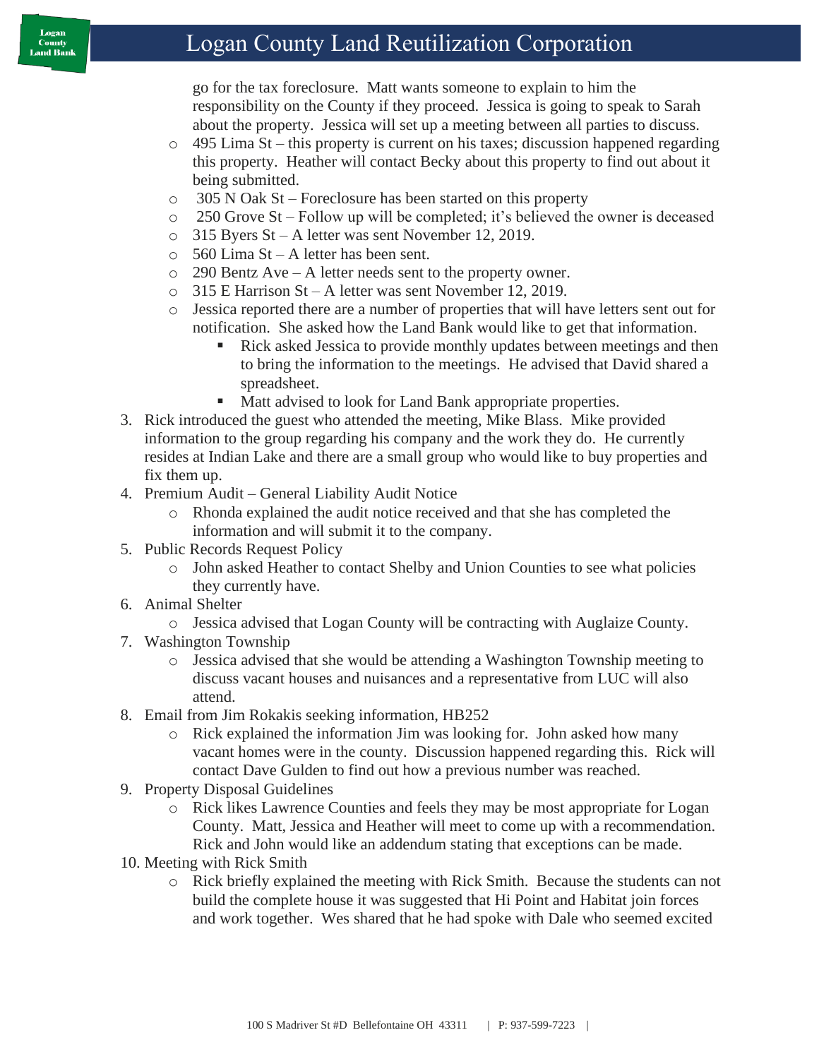go for the tax foreclosure. Matt wants someone to explain to him the responsibility on the County if they proceed. Jessica is going to speak to Sarah about the property. Jessica will set up a meeting between all parties to discuss.

- 495 Lima St – this property is current on his taxes; discussion happened regarding this property. Heather will contact Becky about this property to find out about it being submitted.
- 305 N Oak St – Foreclosure has been started on this property
- 250 Grove St – Follow up will be completed; it's believed the owner is deceased
- 315 Byers St – A letter was sent November 12, 2019.
- 560 Lima St – A letter has been sent.
- 290 Bentz Ave – A letter needs sent to the property owner.
- 315 E Harrison St – A letter was sent November 12, 2019.
- Jessica reported there are a number of properties that will have letters sent out for notification. She asked how the Land Bank would like to get that information.
  - Rick asked Jessica to provide monthly updates between meetings and then to bring the information to the meetings. He advised that David shared a spreadsheet.
  - Matt advised to look for Land Bank appropriate properties.

3. Rick introduced the guest who attended the meeting, Mike Blass. Mike provided information to the group regarding his company and the work they do. He currently resides at Indian Lake and there are a small group who would like to buy properties and fix them up.
4. Premium Audit – General Liability Audit Notice
   - Rhonda explained the audit notice received and that she has completed the information and will submit it to the company.
5. Public Records Request Policy
   - John asked Heather to contact Shelby and Union Counties to see what policies they currently have.
6. Animal Shelter
   - Jessica advised that Logan County will be contracting with Auglaize County.
7. Washington Township
   - Jessica advised that she would be attending a Washington Township meeting to discuss vacant houses and nuisances and a representative from LUC will also attend.
8. Email from Jim Rokakis seeking information, HB252
   - Rick explained the information Jim was looking for. John asked how many vacant homes were in the county. Discussion happened regarding this. Rick will contact Dave Gulden to find out how a previous number was reached.
9. Property Disposal Guidelines
   - Rick likes Lawrence Counties and feels they may be most appropriate for Logan County. Matt, Jessica and Heather will meet to come up with a recommendation. Rick and John would like an addendum stating that exceptions can be made.
10. Meeting with Rick Smith
    - Rick briefly explained the meeting with Rick Smith. Because the students can not build the complete house it was suggested that Hi Point and Habitat join forces and work together. Wes shared that he had spoke with Dale who seemed excited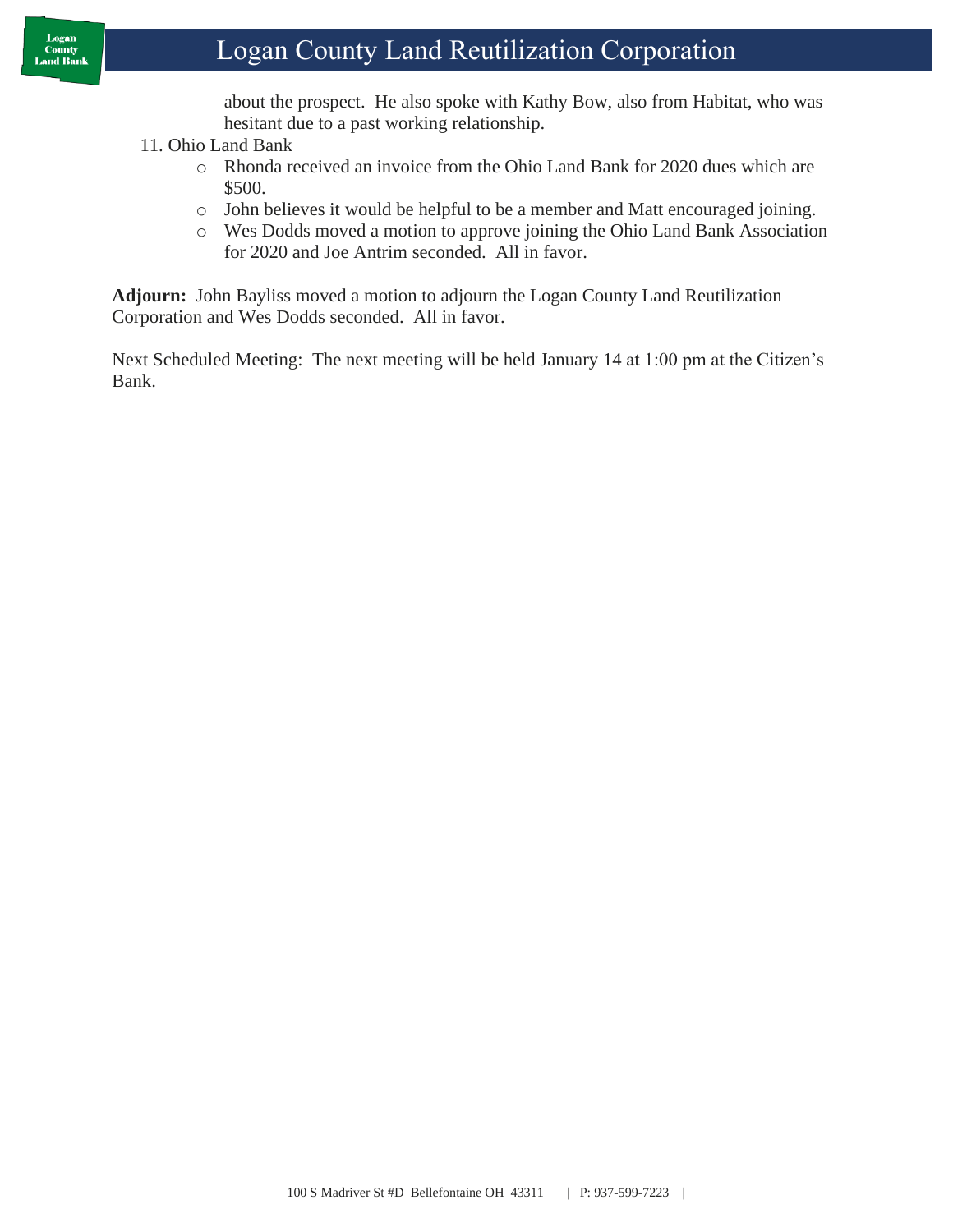about the prospect. He also spoke with Kathy Bow, also from Habitat, who was hesitant due to a past working relationship.

11. Ohio Land Bank
    - Rhonda received an invoice from the Ohio Land Bank for 2020 dues which are $500.
    - John believes it would be helpful to be a member and Matt encouraged joining.
    - Wes Dodds moved a motion to approve joining the Ohio Land Bank Association for 2020 and Joe Antrim seconded. All in favor.

**Adjourn:** John Bayliss moved a motion to adjourn the Logan County Land Reutilization Corporation and Wes Dodds seconded. All in favor.

Next Scheduled Meeting: The next meeting will be held January 14 at 1:00 pm at the Citizen's Bank.